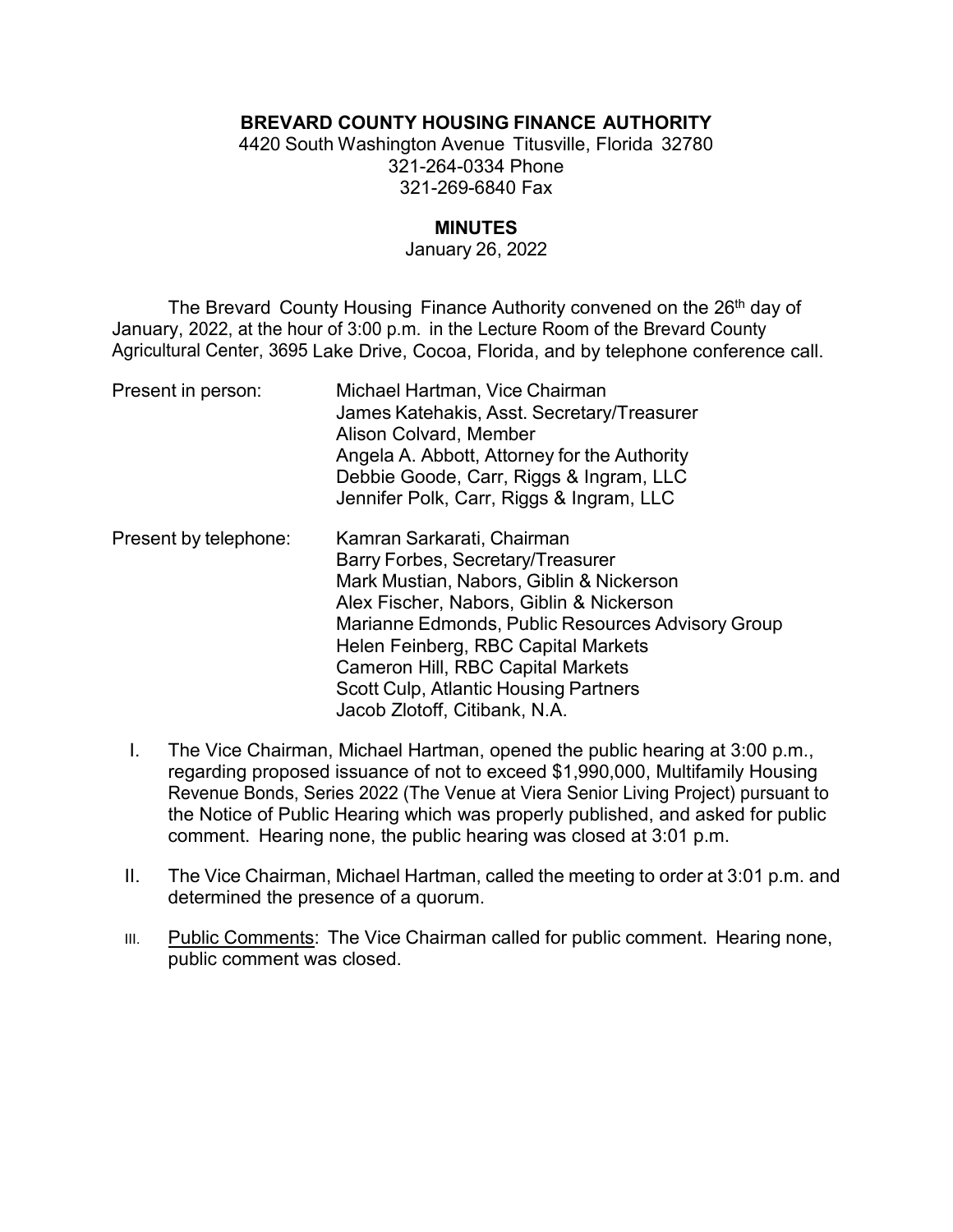# BREVARD COUNTY HOUSING FINANCE AUTHORITY

4420 South Washington Avenue Titusville, Florida 32780
321-264-0334 Phone
321-269-6840 Fax

## MINUTES

January 26, 2022

The Brevard County Housing Finance Authority convened on the 26th day of January, 2022, at the hour of 3:00 p.m. in the Lecture Room of the Brevard County Agricultural Center, 3695 Lake Drive, Cocoa, Florida, and by telephone conference call.

| | |
|---|---|
| Present in person: | Michael Hartman, Vice Chairman<br>James Katehakis, Asst. Secretary/Treasurer<br>Alison Colvard, Member<br>Angela A. Abbott, Attorney for the Authority<br>Debbie Goode, Carr, Riggs & Ingram, LLC<br>Jennifer Polk, Carr, Riggs & Ingram, LLC |
| Present by telephone: | Kamran Sarkarati, Chairman<br>Barry Forbes, Secretary/Treasurer<br>Mark Mustian, Nabors, Giblin & Nickerson<br>Alex Fischer, Nabors, Giblin & Nickerson<br>Marianne Edmonds, Public Resources Advisory Group<br>Helen Feinberg, RBC Capital Markets<br>Cameron Hill, RBC Capital Markets<br>Scott Culp, Atlantic Housing Partners<br>Jacob Zlotoff, Citibank, N.A. |

I. The Vice Chairman, Michael Hartman, opened the public hearing at 3:00 p.m., regarding proposed issuance of not to exceed $1,990,000, Multifamily Housing Revenue Bonds, Series 2022 (The Venue at Viera Senior Living Project) pursuant to the Notice of Public Hearing which was properly published, and asked for public comment. Hearing none, the public hearing was closed at 3:01 p.m.

II. The Vice Chairman, Michael Hartman, called the meeting to order at 3:01 p.m. and determined the presence of a quorum.

III. Public Comments: The Vice Chairman called for public comment. Hearing none, public comment was closed.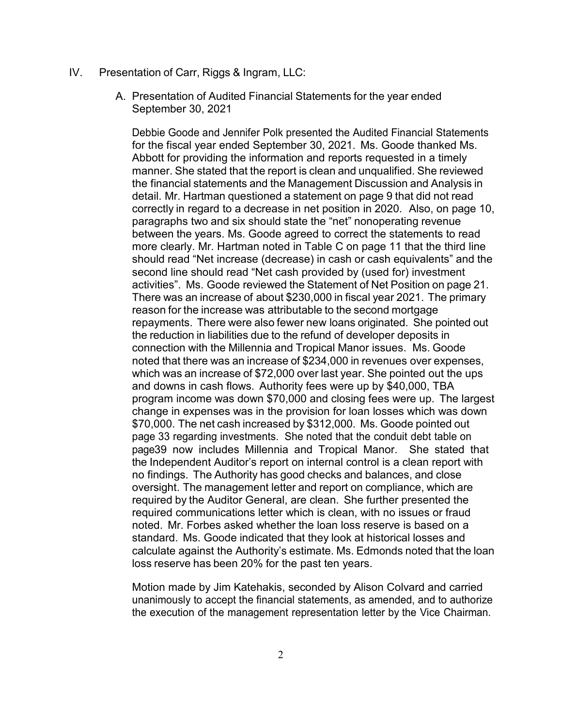IV. Presentation of Carr, Riggs & Ingram, LLC:

A. Presentation of Audited Financial Statements for the year ended September 30, 2021

Debbie Goode and Jennifer Polk presented the Audited Financial Statements for the fiscal year ended September 30, 2021. Ms. Goode thanked Ms. Abbott for providing the information and reports requested in a timely manner. She stated that the report is clean and unqualified. She reviewed the financial statements and the Management Discussion and Analysis in detail. Mr. Hartman questioned a statement on page 9 that did not read correctly in regard to a decrease in net position in 2020. Also, on page 10, paragraphs two and six should state the "net" nonoperating revenue between the years. Ms. Goode agreed to correct the statements to read more clearly. Mr. Hartman noted in Table C on page 11 that the third line should read "Net increase (decrease) in cash or cash equivalents" and the second line should read "Net cash provided by (used for) investment activities". Ms. Goode reviewed the Statement of Net Position on page 21. There was an increase of about $230,000 in fiscal year 2021. The primary reason for the increase was attributable to the second mortgage repayments. There were also fewer new loans originated. She pointed out the reduction in liabilities due to the refund of developer deposits in connection with the Millennia and Tropical Manor issues. Ms. Goode noted that there was an increase of $234,000 in revenues over expenses, which was an increase of $72,000 over last year. She pointed out the ups and downs in cash flows. Authority fees were up by $40,000, TBA program income was down $70,000 and closing fees were up. The largest change in expenses was in the provision for loan losses which was down $70,000. The net cash increased by $312,000. Ms. Goode pointed out page 33 regarding investments. She noted that the conduit debt table on page39 now includes Millennia and Tropical Manor. She stated that the Independent Auditor's report on internal control is a clean report with no findings. The Authority has good checks and balances, and close oversight. The management letter and report on compliance, which are required by the Auditor General, are clean. She further presented the required communications letter which is clean, with no issues or fraud noted. Mr. Forbes asked whether the loan loss reserve is based on a standard. Ms. Goode indicated that they look at historical losses and calculate against the Authority's estimate. Ms. Edmonds noted that the loan loss reserve has been 20% for the past ten years.

Motion made by Jim Katehakis, seconded by Alison Colvard and carried unanimously to accept the financial statements, as amended, and to authorize the execution of the management representation letter by the Vice Chairman.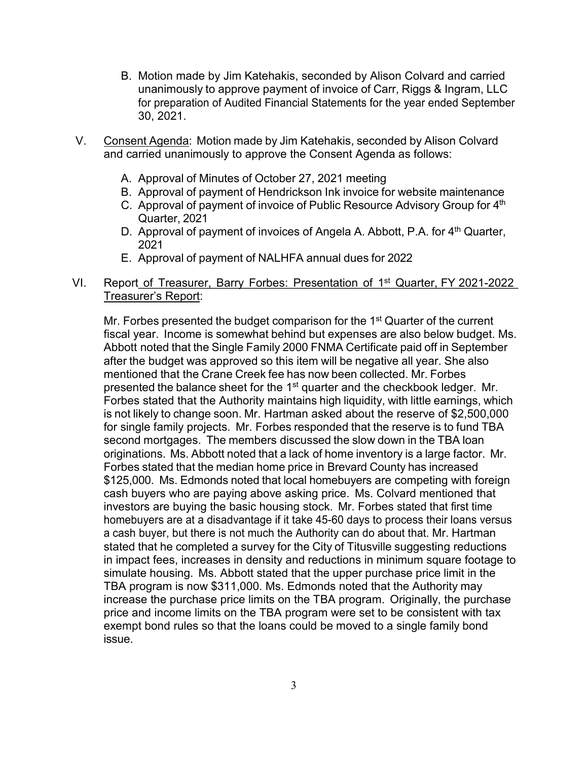B. Motion made by Jim Katehakis, seconded by Alison Colvard and carried unanimously to approve payment of invoice of Carr, Riggs & Ingram, LLC for preparation of Audited Financial Statements for the year ended September 30, 2021.

V. Consent Agenda: Motion made by Jim Katehakis, seconded by Alison Colvard and carried unanimously to approve the Consent Agenda as follows:

   A. Approval of Minutes of October 27, 2021 meeting
   B. Approval of payment of Hendrickson Ink invoice for website maintenance
   C. Approval of payment of invoice of Public Resource Advisory Group for 4th Quarter, 2021
   D. Approval of payment of invoices of Angela A. Abbott, P.A. for 4th Quarter, 2021
   E. Approval of payment of NALHFA annual dues for 2022

VI. Report of Treasurer, Barry Forbes: Presentation of 1st Quarter, FY 2021-2022 Treasurer's Report:

Mr. Forbes presented the budget comparison for the 1st Quarter of the current fiscal year. Income is somewhat behind but expenses are also below budget. Ms. Abbott noted that the Single Family 2000 FNMA Certificate paid off in September after the budget was approved so this item will be negative all year. She also mentioned that the Crane Creek fee has now been collected. Mr. Forbes presented the balance sheet for the 1st quarter and the checkbook ledger. Mr. Forbes stated that the Authority maintains high liquidity, with little earnings, which is not likely to change soon. Mr. Hartman asked about the reserve of $2,500,000 for single family projects. Mr. Forbes responded that the reserve is to fund TBA second mortgages. The members discussed the slow down in the TBA loan originations. Ms. Abbott noted that a lack of home inventory is a large factor. Mr. Forbes stated that the median home price in Brevard County has increased $125,000. Ms. Edmonds noted that local homebuyers are competing with foreign cash buyers who are paying above asking price. Ms. Colvard mentioned that investors are buying the basic housing stock. Mr. Forbes stated that first time homebuyers are at a disadvantage if it take 45-60 days to process their loans versus a cash buyer, but there is not much the Authority can do about that. Mr. Hartman stated that he completed a survey for the City of Titusville suggesting reductions in impact fees, increases in density and reductions in minimum square footage to simulate housing. Ms. Abbott stated that the upper purchase price limit in the TBA program is now $311,000. Ms. Edmonds noted that the Authority may increase the purchase price limits on the TBA program. Originally, the purchase price and income limits on the TBA program were set to be consistent with tax exempt bond rules so that the loans could be moved to a single family bond issue.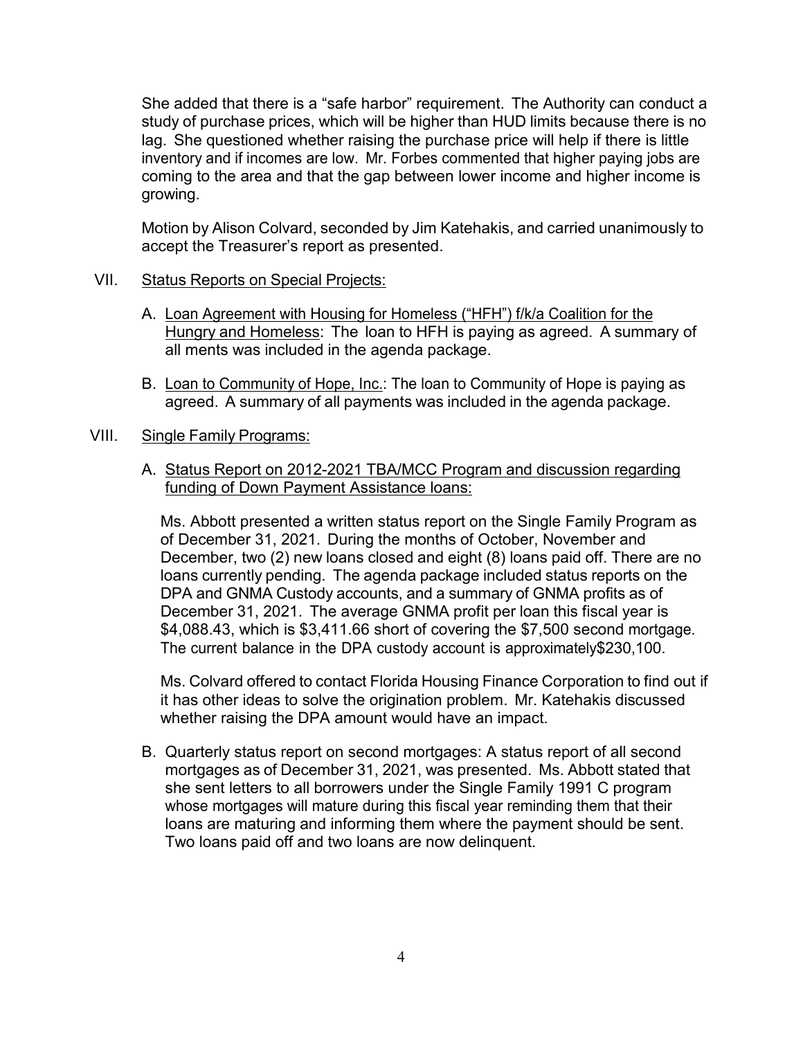She added that there is a "safe harbor" requirement. The Authority can conduct a study of purchase prices, which will be higher than HUD limits because there is no lag. She questioned whether raising the purchase price will help if there is little inventory and if incomes are low. Mr. Forbes commented that higher paying jobs are coming to the area and that the gap between lower income and higher income is growing.

Motion by Alison Colvard, seconded by Jim Katehakis, and carried unanimously to accept the Treasurer's report as presented.

VII. Status Reports on Special Projects:

A. Loan Agreement with Housing for Homeless ("HFH") f/k/a Coalition for the Hungry and Homeless: The loan to HFH is paying as agreed. A summary of all ments was included in the agenda package.

B. Loan to Community of Hope, Inc.: The loan to Community of Hope is paying as agreed. A summary of all payments was included in the agenda package.

VIII. Single Family Programs:

A. Status Report on 2012-2021 TBA/MCC Program and discussion regarding funding of Down Payment Assistance loans:

Ms. Abbott presented a written status report on the Single Family Program as of December 31, 2021. During the months of October, November and December, two (2) new loans closed and eight (8) loans paid off. There are no loans currently pending. The agenda package included status reports on the DPA and GNMA Custody accounts, and a summary of GNMA profits as of December 31, 2021. The average GNMA profit per loan this fiscal year is $4,088.43, which is $3,411.66 short of covering the $7,500 second mortgage. The current balance in the DPA custody account is approximately$230,100.

Ms. Colvard offered to contact Florida Housing Finance Corporation to find out if it has other ideas to solve the origination problem. Mr. Katehakis discussed whether raising the DPA amount would have an impact.

B. Quarterly status report on second mortgages: A status report of all second mortgages as of December 31, 2021, was presented. Ms. Abbott stated that she sent letters to all borrowers under the Single Family 1991 C program whose mortgages will mature during this fiscal year reminding them that their loans are maturing and informing them where the payment should be sent. Two loans paid off and two loans are now delinquent.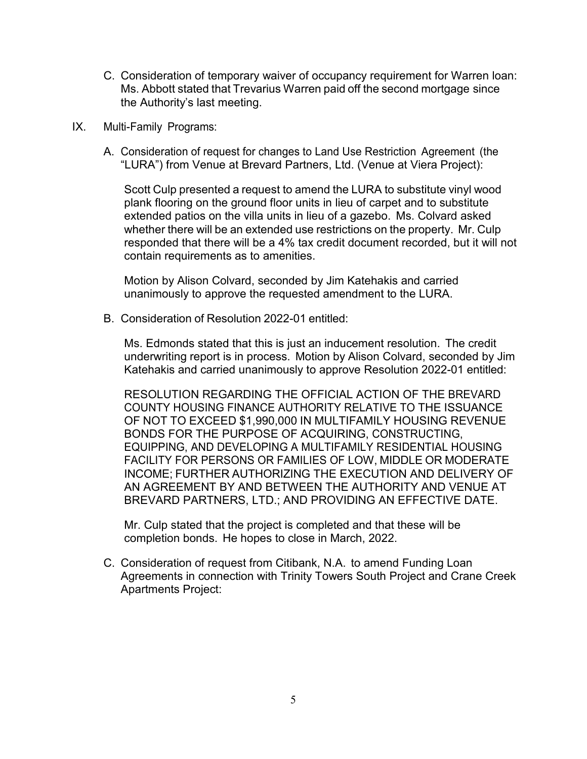C. Consideration of temporary waiver of occupancy requirement for Warren loan: Ms. Abbott stated that Trevarius Warren paid off the second mortgage since the Authority's last meeting.

IX. Multi-Family Programs:

A. Consideration of request for changes to Land Use Restriction Agreement (the "LURA") from Venue at Brevard Partners, Ltd. (Venue at Viera Project):

Scott Culp presented a request to amend the LURA to substitute vinyl wood plank flooring on the ground floor units in lieu of carpet and to substitute extended patios on the villa units in lieu of a gazebo. Ms. Colvard asked whether there will be an extended use restrictions on the property. Mr. Culp responded that there will be a 4% tax credit document recorded, but it will not contain requirements as to amenities.

Motion by Alison Colvard, seconded by Jim Katehakis and carried unanimously to approve the requested amendment to the LURA.

B. Consideration of Resolution 2022-01 entitled:

Ms. Edmonds stated that this is just an inducement resolution. The credit underwriting report is in process. Motion by Alison Colvard, seconded by Jim Katehakis and carried unanimously to approve Resolution 2022-01 entitled:

RESOLUTION REGARDING THE OFFICIAL ACTION OF THE BREVARD COUNTY HOUSING FINANCE AUTHORITY RELATIVE TO THE ISSUANCE OF NOT TO EXCEED $1,990,000 IN MULTIFAMILY HOUSING REVENUE BONDS FOR THE PURPOSE OF ACQUIRING, CONSTRUCTING, EQUIPPING, AND DEVELOPING A MULTIFAMILY RESIDENTIAL HOUSING FACILITY FOR PERSONS OR FAMILIES OF LOW, MIDDLE OR MODERATE INCOME; FURTHER AUTHORIZING THE EXECUTION AND DELIVERY OF AN AGREEMENT BY AND BETWEEN THE AUTHORITY AND VENUE AT BREVARD PARTNERS, LTD.; AND PROVIDING AN EFFECTIVE DATE.

Mr. Culp stated that the project is completed and that these will be completion bonds. He hopes to close in March, 2022.

C. Consideration of request from Citibank, N.A. to amend Funding Loan Agreements in connection with Trinity Towers South Project and Crane Creek Apartments Project: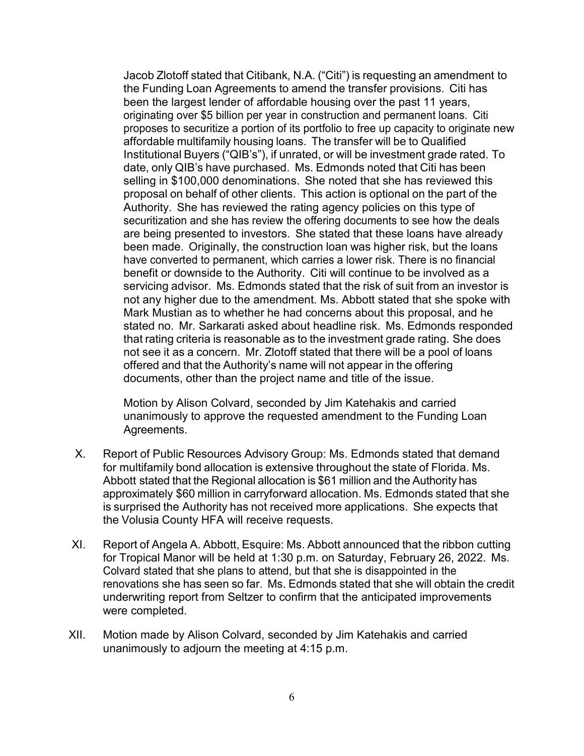Jacob Zlotoff stated that Citibank, N.A. ("Citi") is requesting an amendment to the Funding Loan Agreements to amend the transfer provisions. Citi has been the largest lender of affordable housing over the past 11 years, originating over $5 billion per year in construction and permanent loans. Citi proposes to securitize a portion of its portfolio to free up capacity to originate new affordable multifamily housing loans. The transfer will be to Qualified Institutional Buyers ("QIB's"), if unrated, or will be investment grade rated. To date, only QIB's have purchased. Ms. Edmonds noted that Citi has been selling in $100,000 denominations. She noted that she has reviewed this proposal on behalf of other clients. This action is optional on the part of the Authority. She has reviewed the rating agency policies on this type of securitization and she has review the offering documents to see how the deals are being presented to investors. She stated that these loans have already been made. Originally, the construction loan was higher risk, but the loans have converted to permanent, which carries a lower risk. There is no financial benefit or downside to the Authority. Citi will continue to be involved as a servicing advisor. Ms. Edmonds stated that the risk of suit from an investor is not any higher due to the amendment. Ms. Abbott stated that she spoke with Mark Mustian as to whether he had concerns about this proposal, and he stated no. Mr. Sarkarati asked about headline risk. Ms. Edmonds responded that rating criteria is reasonable as to the investment grade rating. She does not see it as a concern. Mr. Zlotoff stated that there will be a pool of loans offered and that the Authority's name will not appear in the offering documents, other than the project name and title of the issue.

Motion by Alison Colvard, seconded by Jim Katehakis and carried unanimously to approve the requested amendment to the Funding Loan Agreements.

X. Report of Public Resources Advisory Group: Ms. Edmonds stated that demand for multifamily bond allocation is extensive throughout the state of Florida. Ms. Abbott stated that the Regional allocation is $61 million and the Authority has approximately $60 million in carryforward allocation. Ms. Edmonds stated that she is surprised the Authority has not received more applications. She expects that the Volusia County HFA will receive requests.

XI. Report of Angela A. Abbott, Esquire: Ms. Abbott announced that the ribbon cutting for Tropical Manor will be held at 1:30 p.m. on Saturday, February 26, 2022. Ms. Colvard stated that she plans to attend, but that she is disappointed in the renovations she has seen so far. Ms. Edmonds stated that she will obtain the credit underwriting report from Seltzer to confirm that the anticipated improvements were completed.

XII. Motion made by Alison Colvard, seconded by Jim Katehakis and carried unanimously to adjourn the meeting at 4:15 p.m.